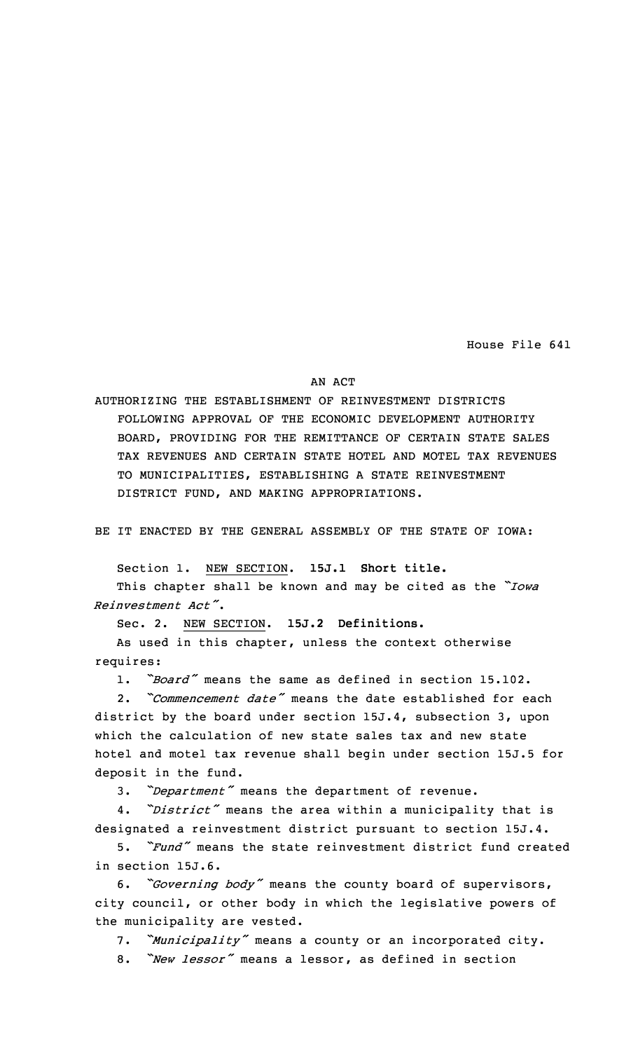House File 641

AN ACT

AUTHORIZING THE ESTABLISHMENT OF REINVESTMENT DISTRICTS FOLLOWING APPROVAL OF THE ECONOMIC DEVELOPMENT AUTHORITY BOARD, PROVIDING FOR THE REMITTANCE OF CERTAIN STATE SALES TAX REVENUES AND CERTAIN STATE HOTEL AND MOTEL TAX REVENUES TO MUNICIPALITIES, ESTABLISHING A STATE REINVESTMENT DISTRICT FUND, AND MAKING APPROPRIATIONS.

BE IT ENACTED BY THE GENERAL ASSEMBLY OF THE STATE OF IOWA:

Section 1. NEW SECTION. **15J.1 Short title.**

This chapter shall be known and may be cited as the *"Iowa Reinvestment Act"*.

Sec. 2. NEW SECTION. **15J.2 Definitions.**

As used in this chapter, unless the context otherwise requires:

1. *"Board"* means the same as defined in section 15.102.

2. *"Commencement date"* means the date established for each district by the board under section 15J.4, subsection 3, upon which the calculation of new state sales tax and new state hotel and motel tax revenue shall begin under section 15J.5 for deposit in the fund.

3. *"Department"* means the department of revenue.

4. *"District"* means the area within a municipality that is designated a reinvestment district pursuant to section 15J.4.

5. *"Fund"* means the state reinvestment district fund created in section 15J.6.

6. *"Governing body"* means the county board of supervisors, city council, or other body in which the legislative powers of the municipality are vested.

7. *"Municipality"* means a county or an incorporated city.

8. *"New lessor"* means a lessor, as defined in section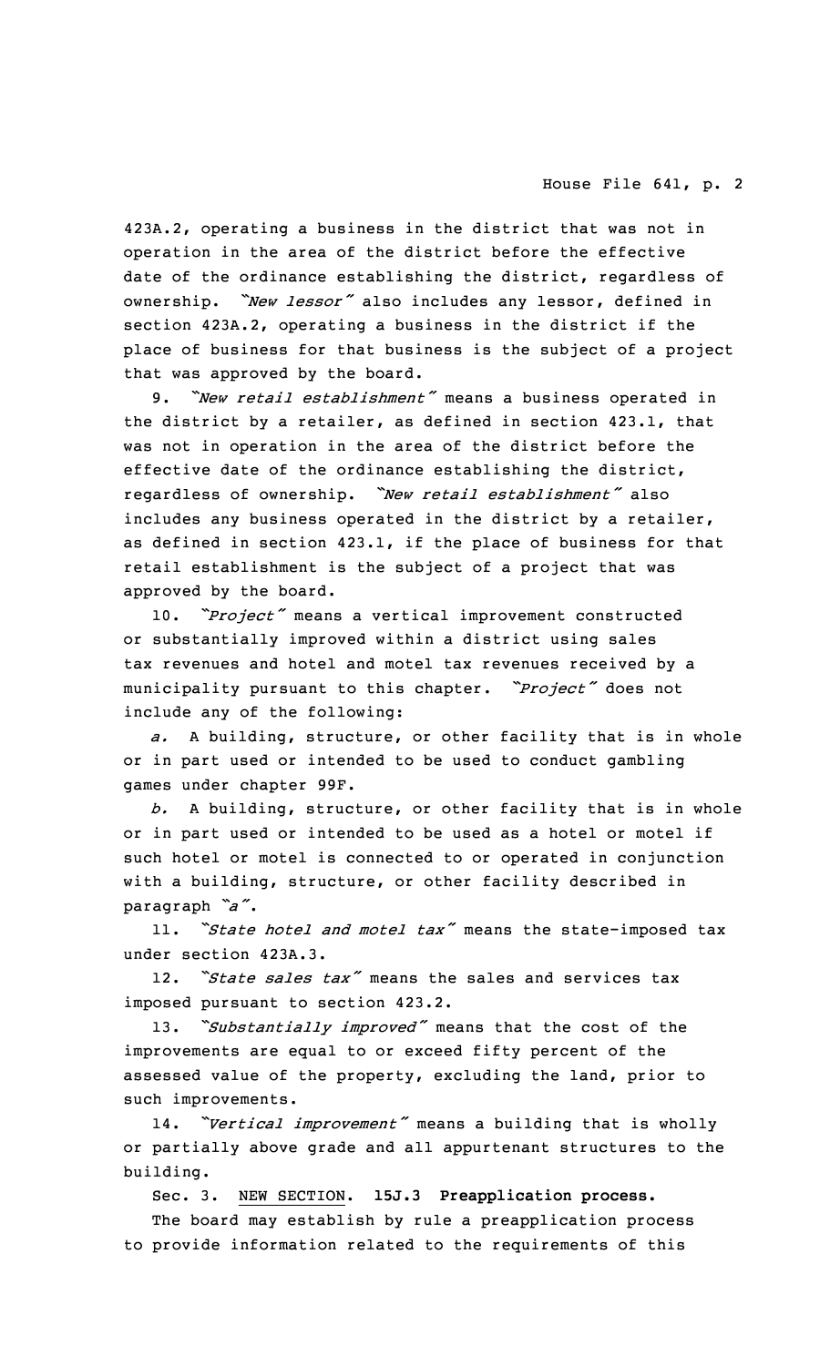423A.2, operating a business in the district that was not in operation in the area of the district before the effective date of the ordinance establishing the district, regardless of ownership. *"New lessor"* also includes any lessor, defined in section 423A.2, operating a business in the district if the place of business for that business is the subject of a project that was approved by the board.

9. *"New retail establishment"* means a business operated in the district by a retailer, as defined in section 423.1, that was not in operation in the area of the district before the effective date of the ordinance establishing the district, regardless of ownership. *"New retail establishment"* also includes any business operated in the district by a retailer, as defined in section 423.1, if the place of business for that retail establishment is the subject of a project that was approved by the board.

10. *"Project"* means a vertical improvement constructed or substantially improved within a district using sales tax revenues and hotel and motel tax revenues received by a municipality pursuant to this chapter. *"Project"* does not include any of the following:

*a.* A building, structure, or other facility that is in whole or in part used or intended to be used to conduct gambling games under chapter 99F.

*b.* A building, structure, or other facility that is in whole or in part used or intended to be used as a hotel or motel if such hotel or motel is connected to or operated in conjunction with a building, structure, or other facility described in paragraph *"a"*.

11. *"State hotel and motel tax"* means the state-imposed tax under section 423A.3.

12. *"State sales tax"* means the sales and services tax imposed pursuant to section 423.2.

13. *"Substantially improved"* means that the cost of the improvements are equal to or exceed fifty percent of the assessed value of the property, excluding the land, prior to such improvements.

14. *"Vertical improvement"* means a building that is wholly or partially above grade and all appurtenant structures to the building.

Sec. 3. NEW SECTION. **15J.3 Preapplication process.**

The board may establish by rule a preapplication process to provide information related to the requirements of this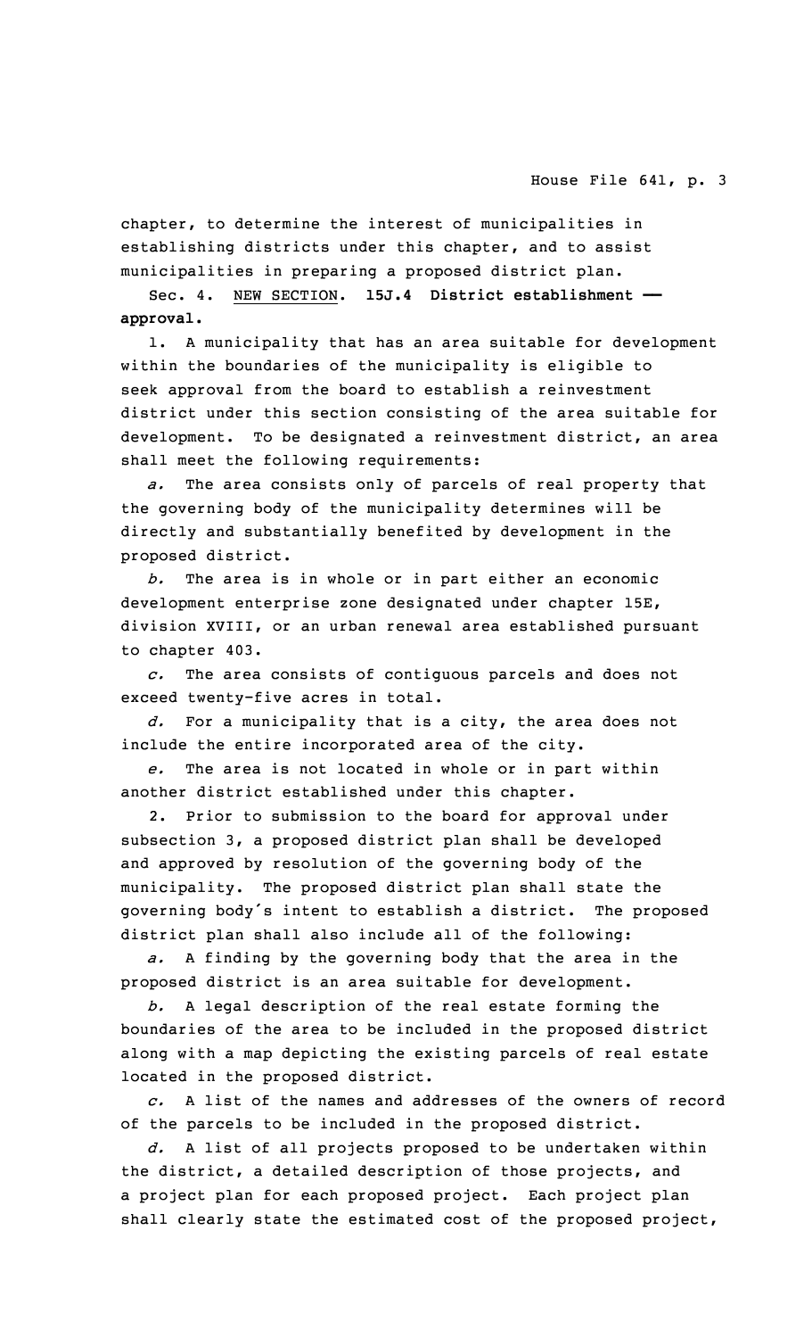chapter, to determine the interest of municipalities in establishing districts under this chapter, and to assist municipalities in preparing a proposed district plan.

Sec. 4. NEW SECTION. **15J.4 District establishment — approval.**

1. A municipality that has an area suitable for development within the boundaries of the municipality is eligible to seek approval from the board to establish a reinvestment district under this section consisting of the area suitable for development. To be designated a reinvestment district, an area shall meet the following requirements:

*a.* The area consists only of parcels of real property that the governing body of the municipality determines will be directly and substantially benefited by development in the proposed district.

*b.* The area is in whole or in part either an economic development enterprise zone designated under chapter 15E, division XVIII, or an urban renewal area established pursuant to chapter 403.

*c.* The area consists of contiguous parcels and does not exceed twenty-five acres in total.

*d.* For a municipality that is a city, the area does not include the entire incorporated area of the city.

*e.* The area is not located in whole or in part within another district established under this chapter.

2. Prior to submission to the board for approval under subsection 3, a proposed district plan shall be developed and approved by resolution of the governing body of the municipality. The proposed district plan shall state the governing body's intent to establish a district. The proposed district plan shall also include all of the following:

*a.* A finding by the governing body that the area in the proposed district is an area suitable for development.

*b.* A legal description of the real estate forming the boundaries of the area to be included in the proposed district along with a map depicting the existing parcels of real estate located in the proposed district.

*c.* A list of the names and addresses of the owners of record of the parcels to be included in the proposed district.

*d.* A list of all projects proposed to be undertaken within the district, a detailed description of those projects, and a project plan for each proposed project. Each project plan shall clearly state the estimated cost of the proposed project,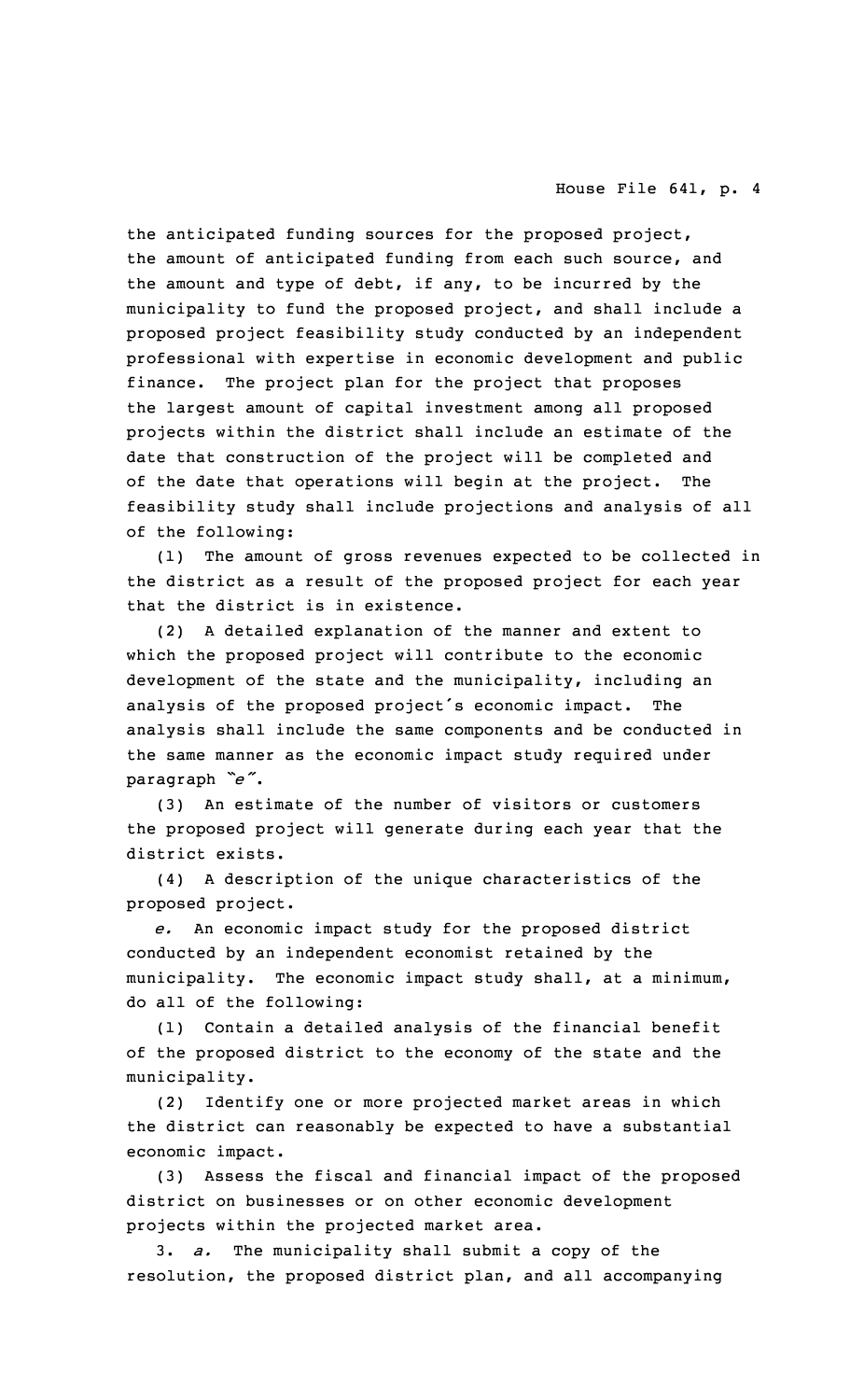the anticipated funding sources for the proposed project, the amount of anticipated funding from each such source, and the amount and type of debt, if any, to be incurred by the municipality to fund the proposed project, and shall include a proposed project feasibility study conducted by an independent professional with expertise in economic development and public finance. The project plan for the project that proposes the largest amount of capital investment among all proposed projects within the district shall include an estimate of the date that construction of the project will be completed and of the date that operations will begin at the project. The feasibility study shall include projections and analysis of all of the following:

(1) The amount of gross revenues expected to be collected in the district as a result of the proposed project for each year that the district is in existence.

(2) A detailed explanation of the manner and extent to which the proposed project will contribute to the economic development of the state and the municipality, including an analysis of the proposed project's economic impact. The analysis shall include the same components and be conducted in the same manner as the economic impact study required under paragraph "*e*".

(3) An estimate of the number of visitors or customers the proposed project will generate during each year that the district exists.

(4) A description of the unique characteristics of the proposed project.

*e.* An economic impact study for the proposed district conducted by an independent economist retained by the municipality. The economic impact study shall, at a minimum, do all of the following:

(1) Contain a detailed analysis of the financial benefit of the proposed district to the economy of the state and the municipality.

(2) Identify one or more projected market areas in which the district can reasonably be expected to have a substantial economic impact.

(3) Assess the fiscal and financial impact of the proposed district on businesses or on other economic development projects within the projected market area.

3. *a.* The municipality shall submit a copy of the resolution, the proposed district plan, and all accompanying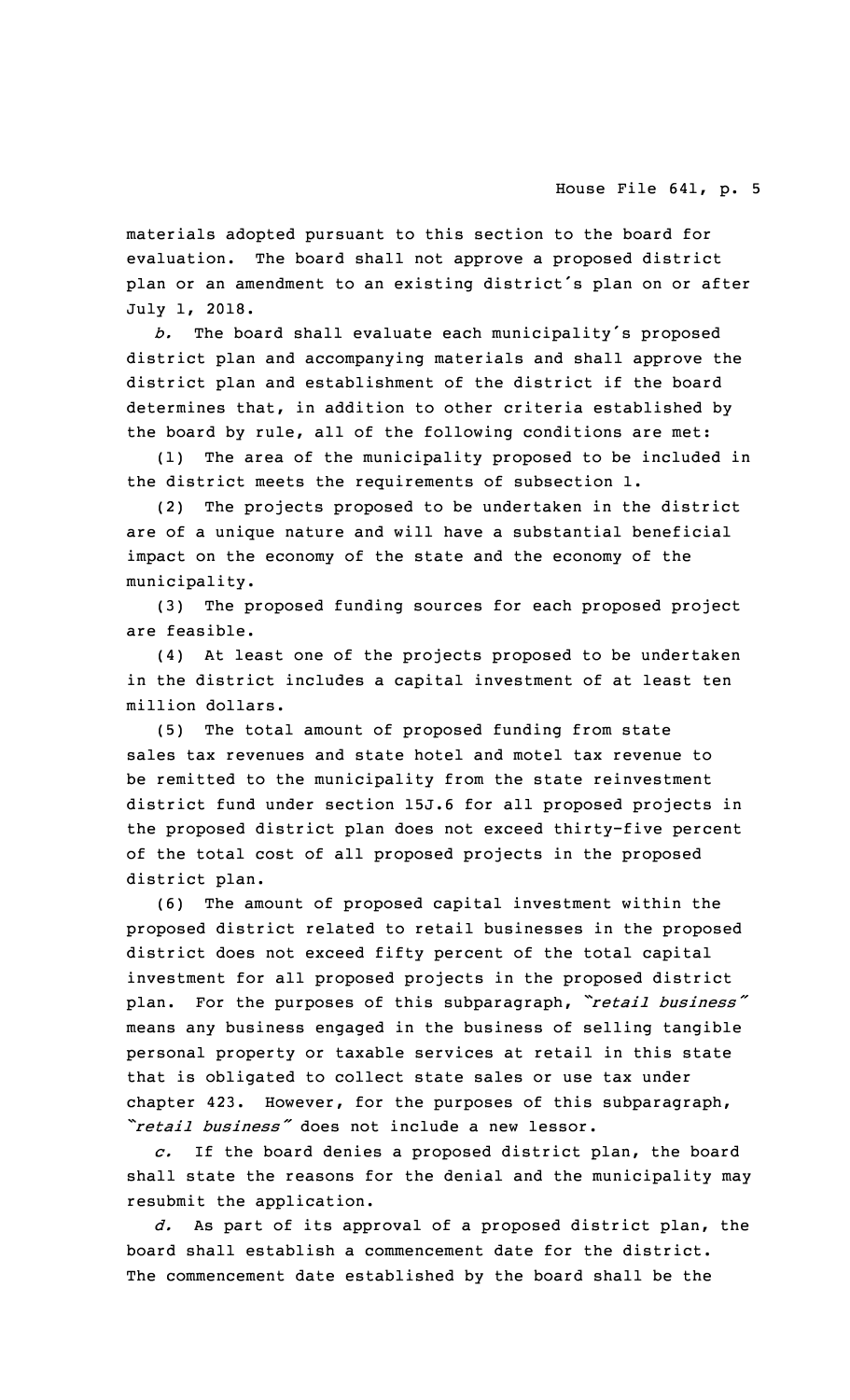materials adopted pursuant to this section to the board for evaluation. The board shall not approve a proposed district plan or an amendment to an existing district's plan on or after July 1, 2018.

*b.* The board shall evaluate each municipality's proposed district plan and accompanying materials and shall approve the district plan and establishment of the district if the board determines that, in addition to other criteria established by the board by rule, all of the following conditions are met:

(1) The area of the municipality proposed to be included in the district meets the requirements of subsection 1.

(2) The projects proposed to be undertaken in the district are of a unique nature and will have a substantial beneficial impact on the economy of the state and the economy of the municipality.

(3) The proposed funding sources for each proposed project are feasible.

(4) At least one of the projects proposed to be undertaken in the district includes a capital investment of at least ten million dollars.

(5) The total amount of proposed funding from state sales tax revenues and state hotel and motel tax revenue to be remitted to the municipality from the state reinvestment district fund under section 15J.6 for all proposed projects in the proposed district plan does not exceed thirty-five percent of the total cost of all proposed projects in the proposed district plan.

(6) The amount of proposed capital investment within the proposed district related to retail businesses in the proposed district does not exceed fifty percent of the total capital investment for all proposed projects in the proposed district plan. For the purposes of this subparagraph, *"retail business"* means any business engaged in the business of selling tangible personal property or taxable services at retail in this state that is obligated to collect state sales or use tax under chapter 423. However, for the purposes of this subparagraph, *"retail business"* does not include a new lessor.

*c.* If the board denies a proposed district plan, the board shall state the reasons for the denial and the municipality may resubmit the application.

*d.* As part of its approval of a proposed district plan, the board shall establish a commencement date for the district. The commencement date established by the board shall be the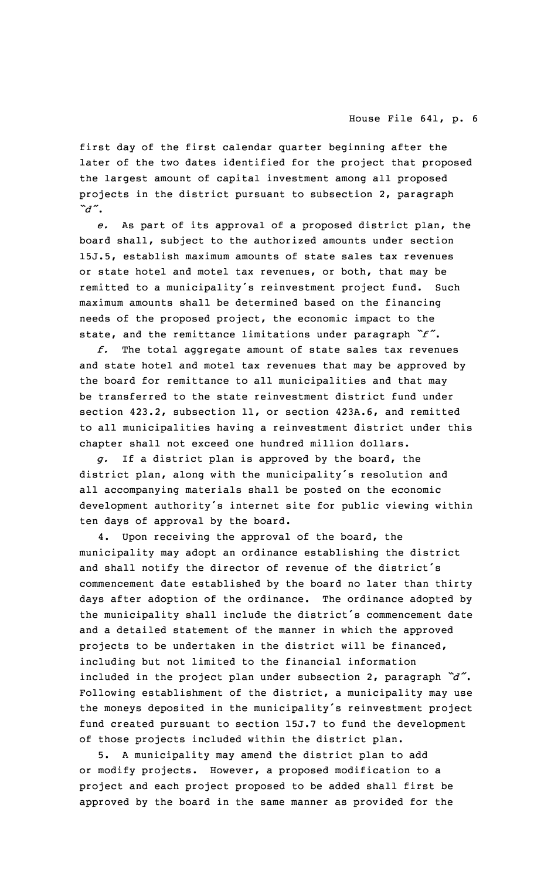first day of the first calendar quarter beginning after the later of the two dates identified for the project that proposed the largest amount of capital investment among all proposed projects in the district pursuant to subsection 2, paragraph "*d*".

*e.* As part of its approval of a proposed district plan, the board shall, subject to the authorized amounts under section 15J.5, establish maximum amounts of state sales tax revenues or state hotel and motel tax revenues, or both, that may be remitted to a municipality's reinvestment project fund. Such maximum amounts shall be determined based on the financing needs of the proposed project, the economic impact to the state, and the remittance limitations under paragraph "*f*".

*f.* The total aggregate amount of state sales tax revenues and state hotel and motel tax revenues that may be approved by the board for remittance to all municipalities and that may be transferred to the state reinvestment district fund under section 423.2, subsection 11, or section 423A.6, and remitted to all municipalities having a reinvestment district under this chapter shall not exceed one hundred million dollars.

*g.* If a district plan is approved by the board, the district plan, along with the municipality's resolution and all accompanying materials shall be posted on the economic development authority's internet site for public viewing within ten days of approval by the board.

4. Upon receiving the approval of the board, the municipality may adopt an ordinance establishing the district and shall notify the director of revenue of the district's commencement date established by the board no later than thirty days after adoption of the ordinance. The ordinance adopted by the municipality shall include the district's commencement date and a detailed statement of the manner in which the approved projects to be undertaken in the district will be financed, including but not limited to the financial information included in the project plan under subsection 2, paragraph "*d*". Following establishment of the district, a municipality may use the moneys deposited in the municipality's reinvestment project fund created pursuant to section 15J.7 to fund the development of those projects included within the district plan.

5. A municipality may amend the district plan to add or modify projects. However, a proposed modification to a project and each project proposed to be added shall first be approved by the board in the same manner as provided for the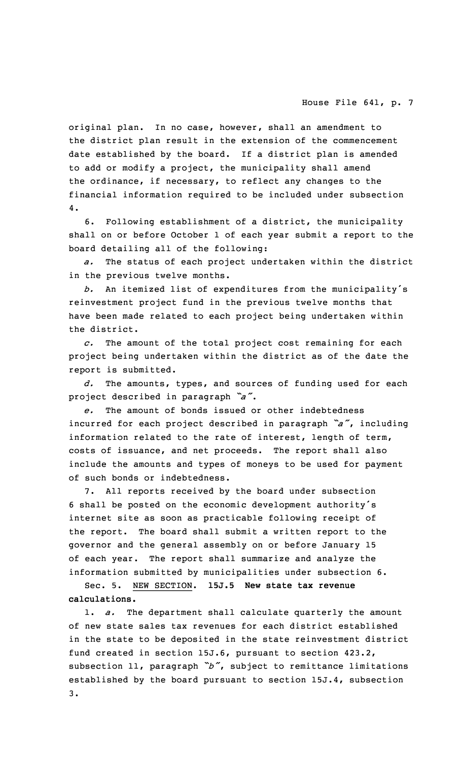original plan. In no case, however, shall an amendment to the district plan result in the extension of the commencement date established by the board. If a district plan is amended to add or modify a project, the municipality shall amend the ordinance, if necessary, to reflect any changes to the financial information required to be included under subsection 4.

6. Following establishment of a district, the municipality shall on or before October 1 of each year submit a report to the board detailing all of the following:

*a.* The status of each project undertaken within the district in the previous twelve months.

*b.* An itemized list of expenditures from the municipality's reinvestment project fund in the previous twelve months that have been made related to each project being undertaken within the district.

*c.* The amount of the total project cost remaining for each project being undertaken within the district as of the date the report is submitted.

*d.* The amounts, types, and sources of funding used for each project described in paragraph "*a*".

*e.* The amount of bonds issued or other indebtedness incurred for each project described in paragraph "*a*", including information related to the rate of interest, length of term, costs of issuance, and net proceeds. The report shall also include the amounts and types of moneys to be used for payment of such bonds or indebtedness.

7. All reports received by the board under subsection 6 shall be posted on the economic development authority's internet site as soon as practicable following receipt of the report. The board shall submit a written report to the governor and the general assembly on or before January 15 of each year. The report shall summarize and analyze the information submitted by municipalities under subsection 6.

Sec. 5. NEW SECTION. **15J.5 New state tax revenue calculations.**

1. *a.* The department shall calculate quarterly the amount of new state sales tax revenues for each district established in the state to be deposited in the state reinvestment district fund created in section 15J.6, pursuant to section 423.2, subsection 11, paragraph "*b*", subject to remittance limitations established by the board pursuant to section 15J.4, subsection 3.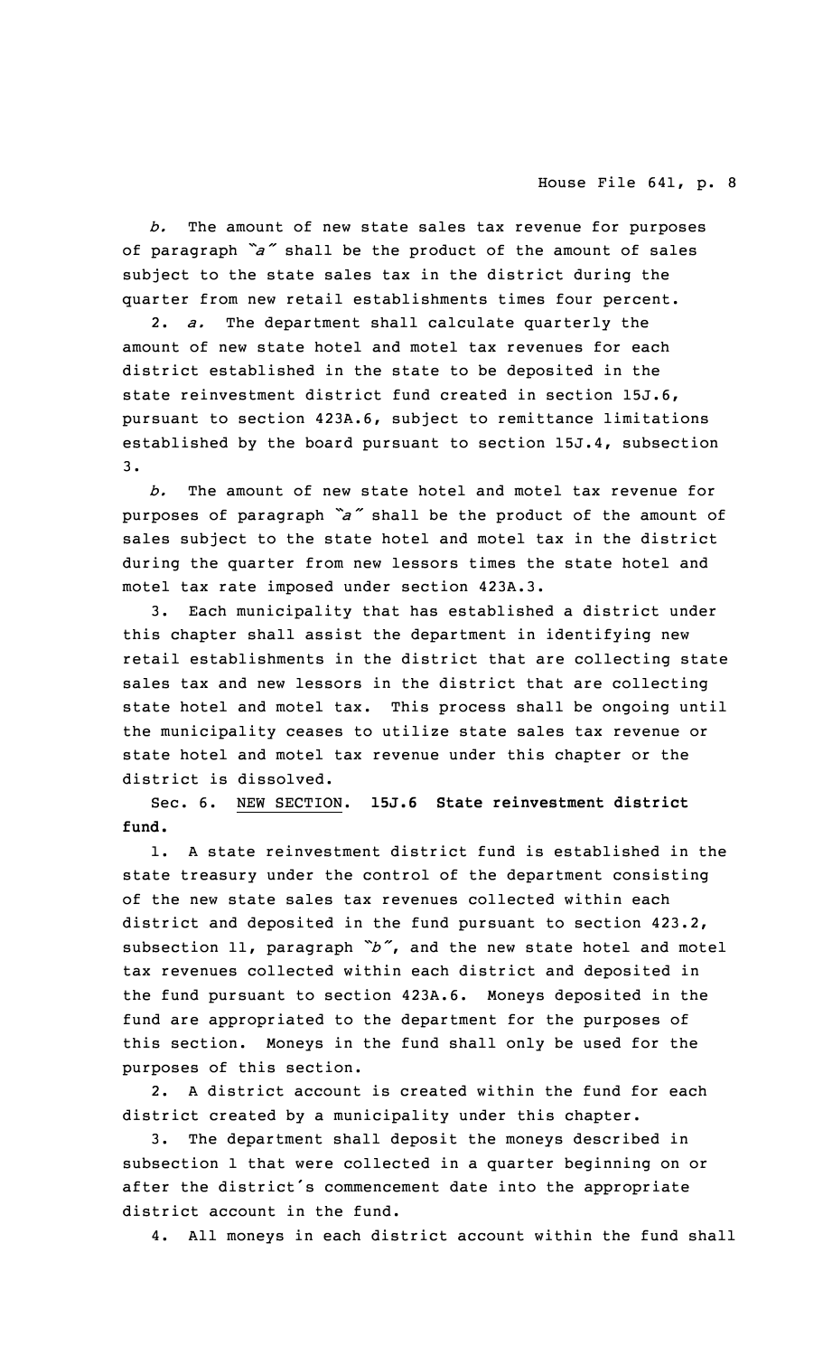*b.* The amount of new state sales tax revenue for purposes of paragraph *"a"* shall be the product of the amount of sales subject to the state sales tax in the district during the quarter from new retail establishments times four percent.

2. *a.* The department shall calculate quarterly the amount of new state hotel and motel tax revenues for each district established in the state to be deposited in the state reinvestment district fund created in section 15J.6, pursuant to section 423A.6, subject to remittance limitations established by the board pursuant to section 15J.4, subsection 3.

*b.* The amount of new state hotel and motel tax revenue for purposes of paragraph *"a"* shall be the product of the amount of sales subject to the state hotel and motel tax in the district during the quarter from new lessors times the state hotel and motel tax rate imposed under section 423A.3.

3. Each municipality that has established a district under this chapter shall assist the department in identifying new retail establishments in the district that are collecting state sales tax and new lessors in the district that are collecting state hotel and motel tax. This process shall be ongoing until the municipality ceases to utilize state sales tax revenue or state hotel and motel tax revenue under this chapter or the district is dissolved.

Sec. 6. NEW SECTION. **15J.6 State reinvestment district fund.**

1. A state reinvestment district fund is established in the state treasury under the control of the department consisting of the new state sales tax revenues collected within each district and deposited in the fund pursuant to section 423.2, subsection 11, paragraph *"b"*, and the new state hotel and motel tax revenues collected within each district and deposited in the fund pursuant to section 423A.6. Moneys deposited in the fund are appropriated to the department for the purposes of this section. Moneys in the fund shall only be used for the purposes of this section.

2. A district account is created within the fund for each district created by a municipality under this chapter.

3. The department shall deposit the moneys described in subsection 1 that were collected in a quarter beginning on or after the district's commencement date into the appropriate district account in the fund.

4. All moneys in each district account within the fund shall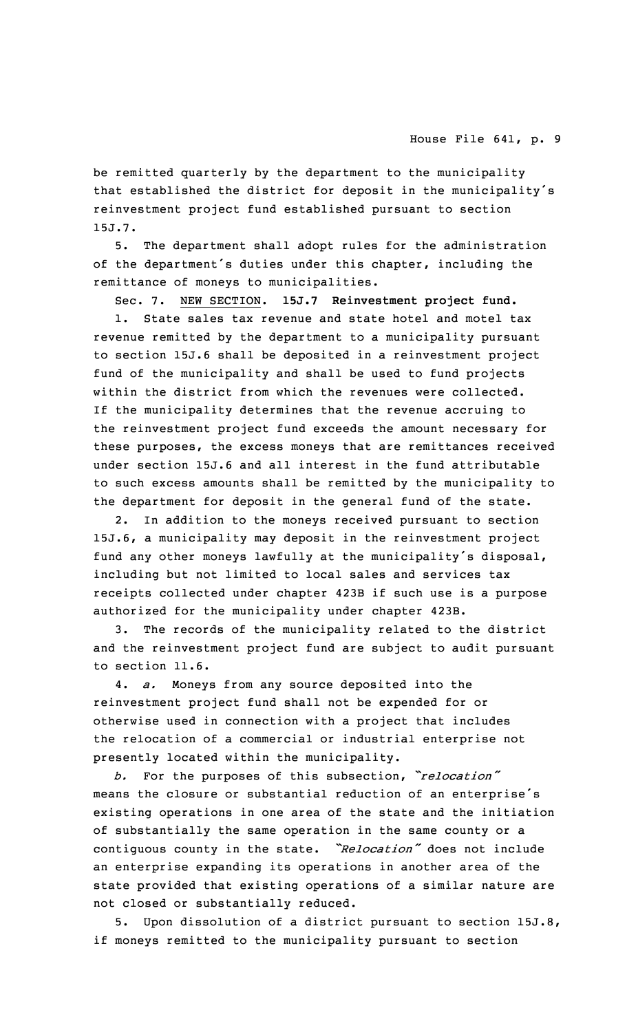be remitted quarterly by the department to the municipality that established the district for deposit in the municipality's reinvestment project fund established pursuant to section 15J.7.

5. The department shall adopt rules for the administration of the department's duties under this chapter, including the remittance of moneys to municipalities.

Sec. 7. NEW SECTION. **15J.7 Reinvestment project fund.**

1. State sales tax revenue and state hotel and motel tax revenue remitted by the department to a municipality pursuant to section 15J.6 shall be deposited in a reinvestment project fund of the municipality and shall be used to fund projects within the district from which the revenues were collected. If the municipality determines that the revenue accruing to the reinvestment project fund exceeds the amount necessary for these purposes, the excess moneys that are remittances received under section 15J.6 and all interest in the fund attributable to such excess amounts shall be remitted by the municipality to the department for deposit in the general fund of the state.

2. In addition to the moneys received pursuant to section 15J.6, a municipality may deposit in the reinvestment project fund any other moneys lawfully at the municipality's disposal, including but not limited to local sales and services tax receipts collected under chapter 423B if such use is a purpose authorized for the municipality under chapter 423B.

3. The records of the municipality related to the district and the reinvestment project fund are subject to audit pursuant to section 11.6.

4. *a.* Moneys from any source deposited into the reinvestment project fund shall not be expended for or otherwise used in connection with a project that includes the relocation of a commercial or industrial enterprise not presently located within the municipality.

*b.* For the purposes of this subsection, *"relocation"* means the closure or substantial reduction of an enterprise's existing operations in one area of the state and the initiation of substantially the same operation in the same county or a contiguous county in the state. *"Relocation"* does not include an enterprise expanding its operations in another area of the state provided that existing operations of a similar nature are not closed or substantially reduced.

5. Upon dissolution of a district pursuant to section 15J.8, if moneys remitted to the municipality pursuant to section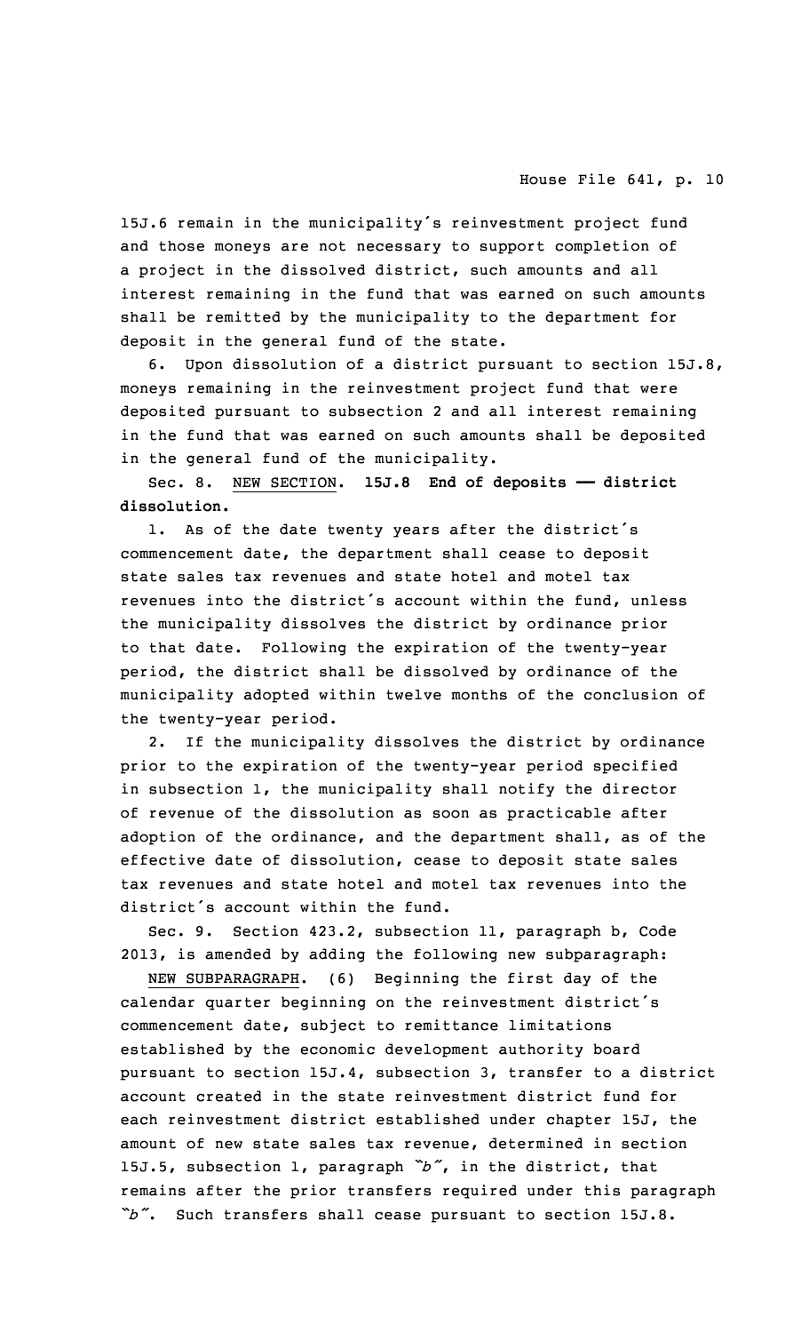15J.6 remain in the municipality's reinvestment project fund and those moneys are not necessary to support completion of a project in the dissolved district, such amounts and all interest remaining in the fund that was earned on such amounts shall be remitted by the municipality to the department for deposit in the general fund of the state.

6. Upon dissolution of a district pursuant to section 15J.8, moneys remaining in the reinvestment project fund that were deposited pursuant to subsection 2 and all interest remaining in the fund that was earned on such amounts shall be deposited in the general fund of the municipality.

Sec. 8. NEW SECTION. **15J.8 End of deposits —— district dissolution.**

1. As of the date twenty years after the district's commencement date, the department shall cease to deposit state sales tax revenues and state hotel and motel tax revenues into the district's account within the fund, unless the municipality dissolves the district by ordinance prior to that date. Following the expiration of the twenty-year period, the district shall be dissolved by ordinance of the municipality adopted within twelve months of the conclusion of the twenty-year period.

2. If the municipality dissolves the district by ordinance prior to the expiration of the twenty-year period specified in subsection 1, the municipality shall notify the director of revenue of the dissolution as soon as practicable after adoption of the ordinance, and the department shall, as of the effective date of dissolution, cease to deposit state sales tax revenues and state hotel and motel tax revenues into the district's account within the fund.

Sec. 9. Section 423.2, subsection 11, paragraph b, Code 2013, is amended by adding the following new subparagraph:

NEW SUBPARAGRAPH. (6) Beginning the first day of the calendar quarter beginning on the reinvestment district's commencement date, subject to remittance limitations established by the economic development authority board pursuant to section 15J.4, subsection 3, transfer to a district account created in the state reinvestment district fund for each reinvestment district established under chapter 15J, the amount of new state sales tax revenue, determined in section 15J.5, subsection 1, paragraph *"b"*, in the district, that remains after the prior transfers required under this paragraph *"b"*. Such transfers shall cease pursuant to section 15J.8.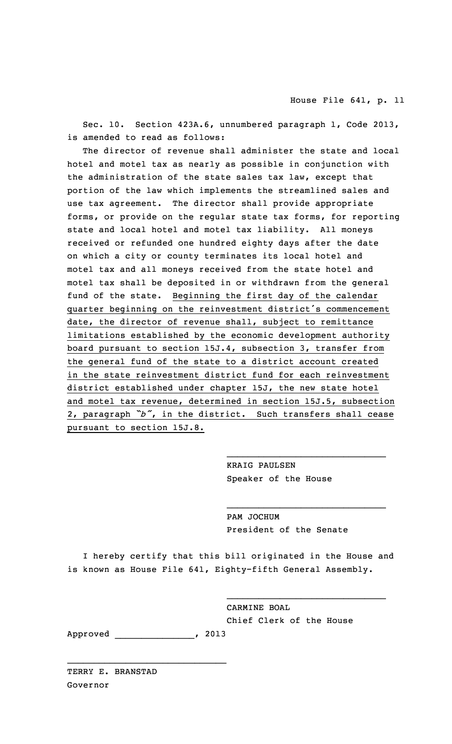Sec. 10. Section 423A.6, unnumbered paragraph 1, Code 2013, is amended to read as follows:

The director of revenue shall administer the state and local hotel and motel tax as nearly as possible in conjunction with the administration of the state sales tax law, except that portion of the law which implements the streamlined sales and use tax agreement. The director shall provide appropriate forms, or provide on the regular state tax forms, for reporting state and local hotel and motel tax liability. All moneys received or refunded one hundred eighty days after the date on which a city or county terminates its local hotel and motel tax and all moneys received from the state hotel and motel tax shall be deposited in or withdrawn from the general fund of the state. <u>Beginning the first day of the calendar quarter beginning on the reinvestment district's commencement date, the director of revenue shall, subject to remittance limitations established by the economic development authority board pursuant to section 15J.4, subsection 3, transfer from the general fund of the state to a district account created in the state reinvestment district fund for each reinvestment district established under chapter 15J, the new state hotel and motel tax revenue, determined in section 15J.5, subsection 2, paragraph "*b*", in the district. Such transfers shall cease pursuant to section 15J.8.</u>

______________________________
KRAIG PAULSEN
Speaker of the House

______________________________
PAM JOCHUM
President of the Senate

I hereby certify that this bill originated in the House and is known as House File 641, Eighty-fifth General Assembly.

______________________________
CARMINE BOAL
Chief Clerk of the House

Approved _______________, 2013

______________________________
TERRY E. BRANSTAD
Governor